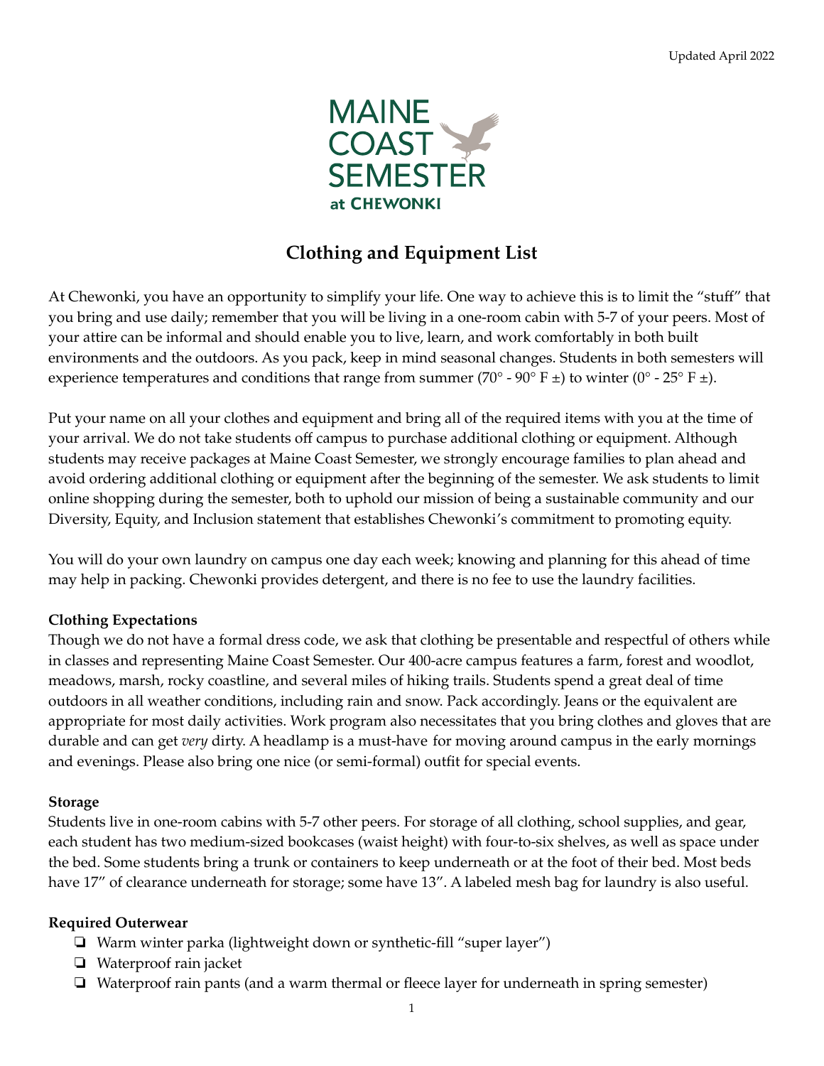Updated April 2022

MAINE COAST SEMESTER at CHEWONKI

# Clothing and Equipment List

At Chewonki, you have an opportunity to simplify your life. One way to achieve this is to limit the "stuff" that you bring and use daily; remember that you will be living in a one-room cabin with 5-7 of your peers. Most of your attire can be informal and should enable you to live, learn, and work comfortably in both built environments and the outdoors. As you pack, keep in mind seasonal changes. Students in both semesters will experience temperatures and conditions that range from summer (70° - 90° F ±) to winter (0° - 25° F ±).

Put your name on all your clothes and equipment and bring all of the required items with you at the time of your arrival. We do not take students off campus to purchase additional clothing or equipment. Although students may receive packages at Maine Coast Semester, we strongly encourage families to plan ahead and avoid ordering additional clothing or equipment after the beginning of the semester. We ask students to limit online shopping during the semester, both to uphold our mission of being a sustainable community and our Diversity, Equity, and Inclusion statement that establishes Chewonki's commitment to promoting equity.

You will do your own laundry on campus one day each week; knowing and planning for this ahead of time may help in packing. Chewonki provides detergent, and there is no fee to use the laundry facilities.

**Clothing Expectations**
Though we do not have a formal dress code, we ask that clothing be presentable and respectful of others while in classes and representing Maine Coast Semester. Our 400-acre campus features a farm, forest and woodlot, meadows, marsh, rocky coastline, and several miles of hiking trails. Students spend a great deal of time outdoors in all weather conditions, including rain and snow. Pack accordingly. Jeans or the equivalent are appropriate for most daily activities. Work program also necessitates that you bring clothes and gloves that are durable and can get *very* dirty. A headlamp is a must-have for moving around campus in the early mornings and evenings. Please also bring one nice (or semi-formal) outfit for special events.

**Storage**
Students live in one-room cabins with 5-7 other peers. For storage of all clothing, school supplies, and gear, each student has two medium-sized bookcases (waist height) with four-to-six shelves, as well as space under the bed. Some students bring a trunk or containers to keep underneath or at the foot of their bed. Most beds have 17" of clearance underneath for storage; some have 13". A labeled mesh bag for laundry is also useful.

**Required Outerwear**

- ❏ Warm winter parka (lightweight down or synthetic-fill "super layer")
- ❏ Waterproof rain jacket
- ❏ Waterproof rain pants (and a warm thermal or fleece layer for underneath in spring semester)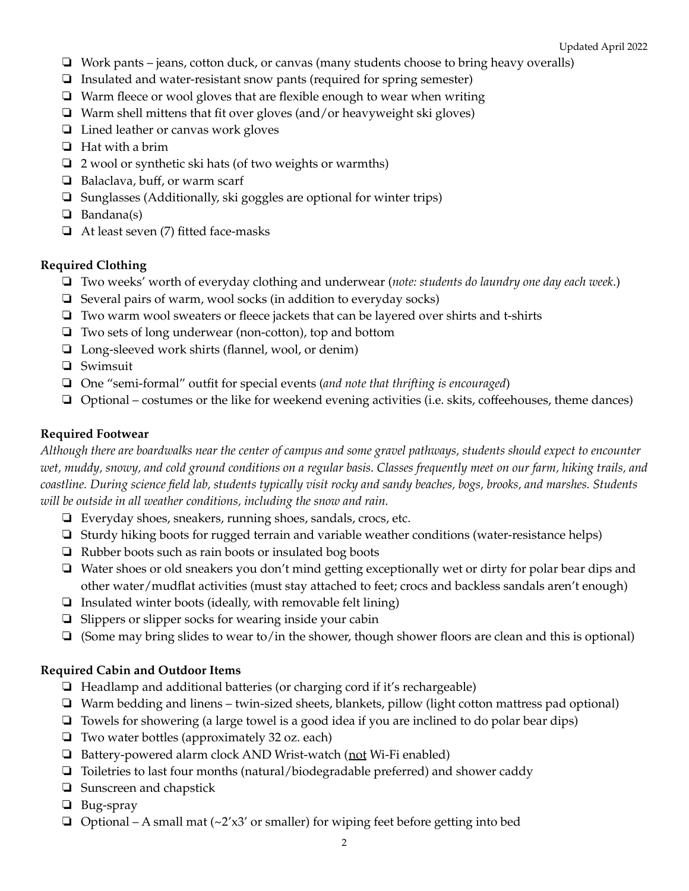- ❏ Work pants – jeans, cotton duck, or canvas (many students choose to bring heavy overalls)
- ❏ Insulated and water-resistant snow pants (required for spring semester)
- ❏ Warm fleece or wool gloves that are flexible enough to wear when writing
- ❏ Warm shell mittens that fit over gloves (and/or heavyweight ski gloves)
- ❏ Lined leather or canvas work gloves
- ❏ Hat with a brim
- ❏ 2 wool or synthetic ski hats (of two weights or warmths)
- ❏ Balaclava, buff, or warm scarf
- ❏ Sunglasses (Additionally, ski goggles are optional for winter trips)
- ❏ Bandana(s)
- ❏ At least seven (7) fitted face-masks

**Required Clothing**

- ❏ Two weeks' worth of everyday clothing and underwear (*note: students do laundry one day each week.*)
- ❏ Several pairs of warm, wool socks (in addition to everyday socks)
- ❏ Two warm wool sweaters or fleece jackets that can be layered over shirts and t-shirts
- ❏ Two sets of long underwear (non-cotton), top and bottom
- ❏ Long-sleeved work shirts (flannel, wool, or denim)
- ❏ Swimsuit
- ❏ One "semi-formal" outfit for special events (*and note that thrifting is encouraged*)
- ❏ Optional – costumes or the like for weekend evening activities (i.e. skits, coffeehouses, theme dances)

**Required Footwear**

*Although there are boardwalks near the center of campus and some gravel pathways, students should expect to encounter wet, muddy, snowy, and cold ground conditions on a regular basis. Classes frequently meet on our farm, hiking trails, and coastline. During science field lab, students typically visit rocky and sandy beaches, bogs, brooks, and marshes. Students will be outside in all weather conditions, including the snow and rain.*

- ❏ Everyday shoes, sneakers, running shoes, sandals, crocs, etc.
- ❏ Sturdy hiking boots for rugged terrain and variable weather conditions (water-resistance helps)
- ❏ Rubber boots such as rain boots or insulated bog boots
- ❏ Water shoes or old sneakers you don't mind getting exceptionally wet or dirty for polar bear dips and other water/mudflat activities (must stay attached to feet; crocs and backless sandals aren't enough)
- ❏ Insulated winter boots (ideally, with removable felt lining)
- ❏ Slippers or slipper socks for wearing inside your cabin
- ❏ (Some may bring slides to wear to/in the shower, though shower floors are clean and this is optional)

**Required Cabin and Outdoor Items**

- ❏ Headlamp and additional batteries (or charging cord if it's rechargeable)
- ❏ Warm bedding and linens – twin-sized sheets, blankets, pillow (light cotton mattress pad optional)
- ❏ Towels for showering (a large towel is a good idea if you are inclined to do polar bear dips)
- ❏ Two water bottles (approximately 32 oz. each)
- ❏ Battery-powered alarm clock AND Wrist-watch (<u>not</u> Wi-Fi enabled)
- ❏ Toiletries to last four months (natural/biodegradable preferred) and shower caddy
- ❏ Sunscreen and chapstick
- ❏ Bug-spray
- ❏ Optional – A small mat (~2'x3' or smaller) for wiping feet before getting into bed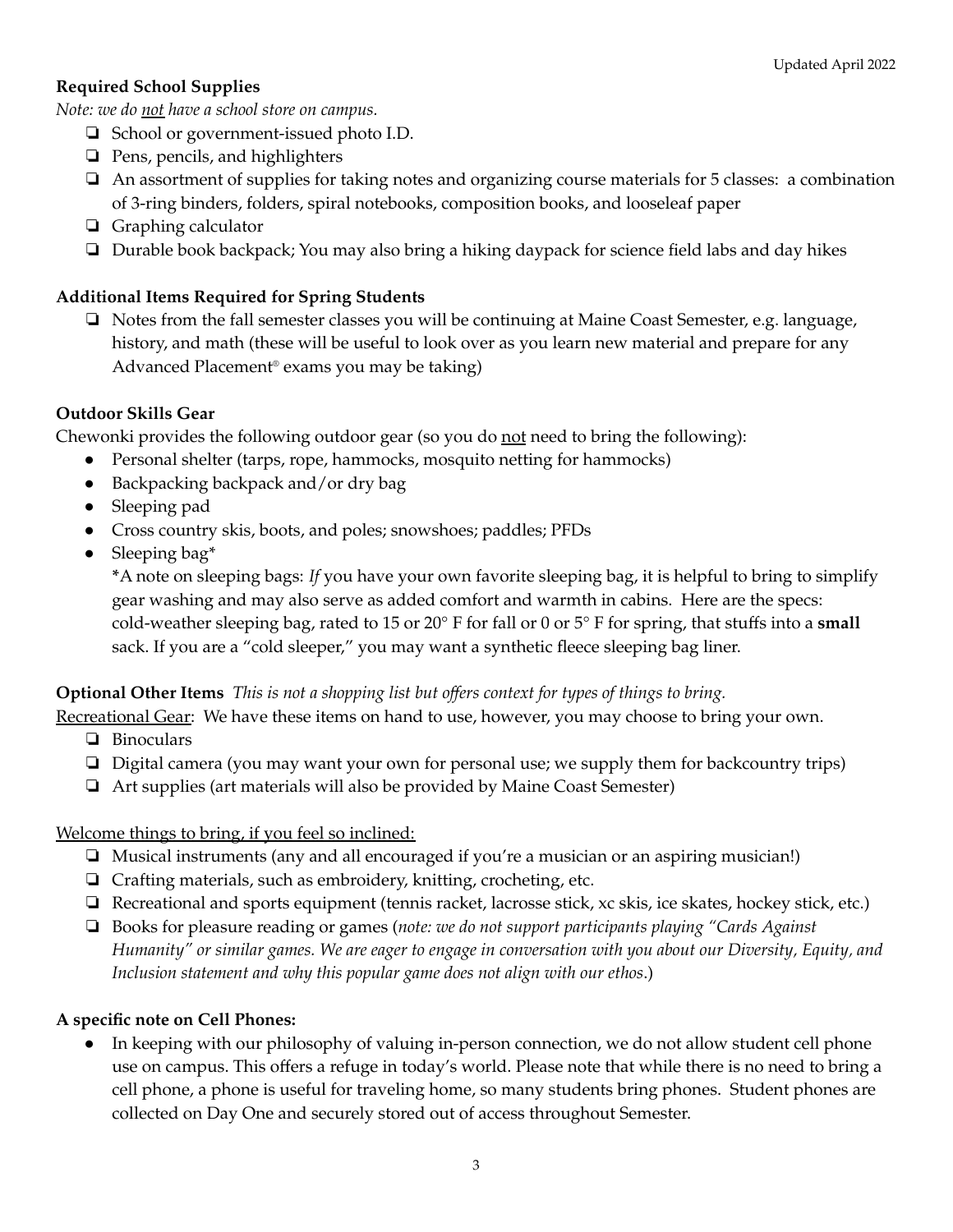Updated April 2022

**Required School Supplies**

*Note: we do not have a school store on campus.*

- ❏ School or government-issued photo I.D.
- ❏ Pens, pencils, and highlighters
- ❏ An assortment of supplies for taking notes and organizing course materials for 5 classes: a combination of 3-ring binders, folders, spiral notebooks, composition books, and looseleaf paper
- ❏ Graphing calculator
- ❏ Durable book backpack; You may also bring a hiking daypack for science field labs and day hikes

**Additional Items Required for Spring Students**

- ❏ Notes from the fall semester classes you will be continuing at Maine Coast Semester, e.g. language, history, and math (these will be useful to look over as you learn new material and prepare for any Advanced Placement® exams you may be taking)

**Outdoor Skills Gear**

Chewonki provides the following outdoor gear (so you do not need to bring the following):

- Personal shelter (tarps, rope, hammocks, mosquito netting for hammocks)
- Backpacking backpack and/or dry bag
- Sleeping pad
- Cross country skis, boots, and poles; snowshoes; paddles; PFDs
- Sleeping bag*

  *A note on sleeping bags: *If* you have your own favorite sleeping bag, it is helpful to bring to simplify gear washing and may also serve as added comfort and warmth in cabins. Here are the specs: cold-weather sleeping bag, rated to 15 or 20° F for fall or 0 or 5° F for spring, that stuffs into a **small** sack. If you are a "cold sleeper," you may want a synthetic fleece sleeping bag liner.

**Optional Other Items** *This is not a shopping list but offers context for types of things to bring.*

Recreational Gear: We have these items on hand to use, however, you may choose to bring your own.

- ❏ Binoculars
- ❏ Digital camera (you may want your own for personal use; we supply them for backcountry trips)
- ❏ Art supplies (art materials will also be provided by Maine Coast Semester)

Welcome things to bring, if you feel so inclined:

- ❏ Musical instruments (any and all encouraged if you're a musician or an aspiring musician!)
- ❏ Crafting materials, such as embroidery, knitting, crocheting, etc.
- ❏ Recreational and sports equipment (tennis racket, lacrosse stick, xc skis, ice skates, hockey stick, etc.)
- ❏ Books for pleasure reading or games (*note: we do not support participants playing "Cards Against Humanity" or similar games. We are eager to engage in conversation with you about our Diversity, Equity, and Inclusion statement and why this popular game does not align with our ethos*.)

**A specific note on Cell Phones:**

- In keeping with our philosophy of valuing in-person connection, we do not allow student cell phone use on campus. This offers a refuge in today's world. Please note that while there is no need to bring a cell phone, a phone is useful for traveling home, so many students bring phones. Student phones are collected on Day One and securely stored out of access throughout Semester.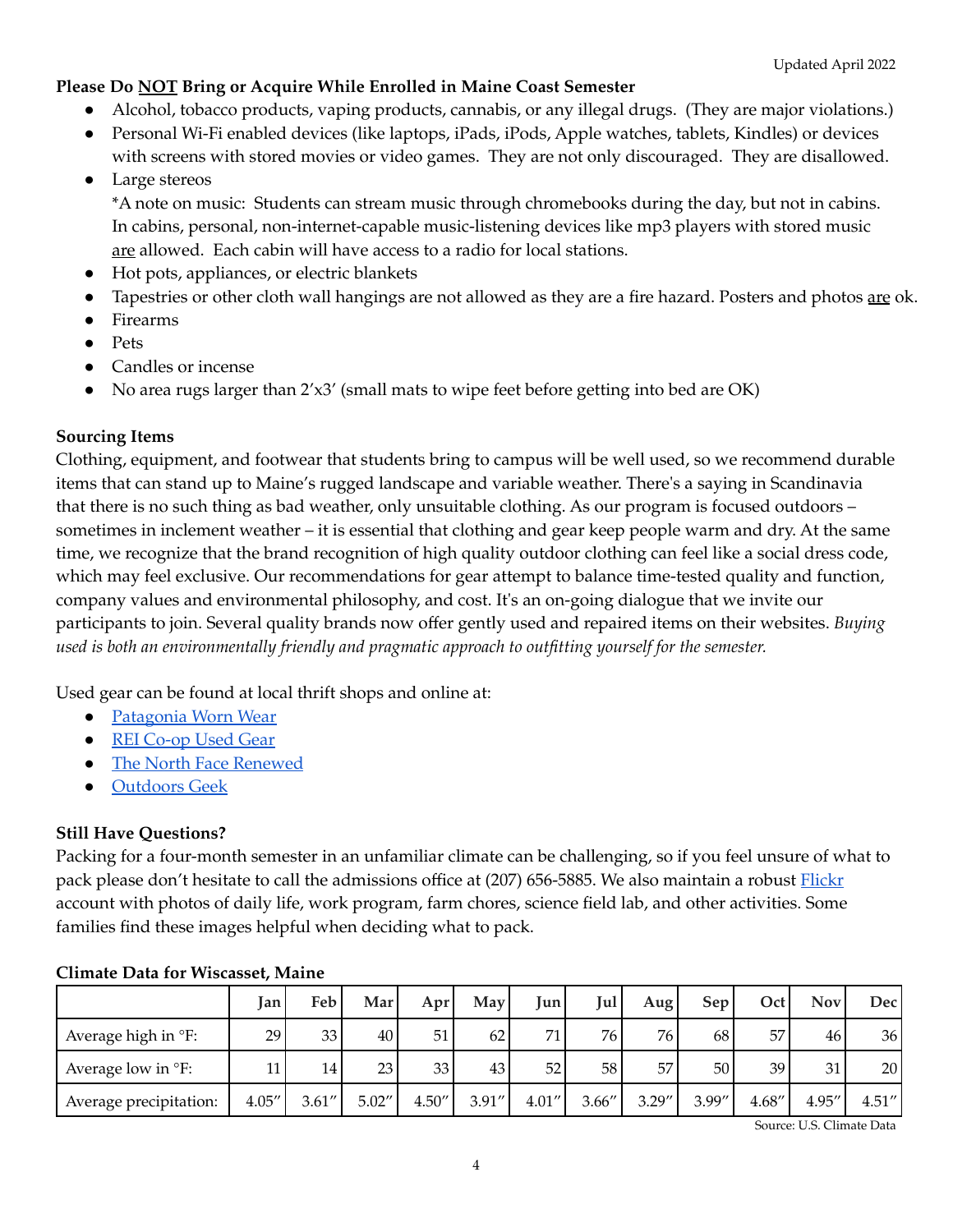Updated April 2022

**Please Do NOT Bring or Acquire While Enrolled in Maine Coast Semester**

- Alcohol, tobacco products, vaping products, cannabis, or any illegal drugs. (They are major violations.)
- Personal Wi-Fi enabled devices (like laptops, iPads, iPods, Apple watches, tablets, Kindles) or devices with screens with stored movies or video games. They are not only discouraged. They are disallowed.
- Large stereos
  *A note on music: Students can stream music through chromebooks during the day, but not in cabins. In cabins, personal, non-internet-capable music-listening devices like mp3 players with stored music are allowed. Each cabin will have access to a radio for local stations.
- Hot pots, appliances, or electric blankets
- Tapestries or other cloth wall hangings are not allowed as they are a fire hazard. Posters and photos are ok.
- Firearms
- Pets
- Candles or incense
- No area rugs larger than 2'x3' (small mats to wipe feet before getting into bed are OK)

**Sourcing Items**

Clothing, equipment, and footwear that students bring to campus will be well used, so we recommend durable items that can stand up to Maine's rugged landscape and variable weather. There's a saying in Scandinavia that there is no such thing as bad weather, only unsuitable clothing. As our program is focused outdoors – sometimes in inclement weather – it is essential that clothing and gear keep people warm and dry. At the same time, we recognize that the brand recognition of high quality outdoor clothing can feel like a social dress code, which may feel exclusive. Our recommendations for gear attempt to balance time-tested quality and function, company values and environmental philosophy, and cost. It's an on-going dialogue that we invite our participants to join. Several quality brands now offer gently used and repaired items on their websites. *Buying used is both an environmentally friendly and pragmatic approach to outfitting yourself for the semester.*

Used gear can be found at local thrift shops and online at:

- Patagonia Worn Wear
- REI Co-op Used Gear
- The North Face Renewed
- Outdoors Geek

**Still Have Questions?**

Packing for a four-month semester in an unfamiliar climate can be challenging, so if you feel unsure of what to pack please don't hesitate to call the admissions office at (207) 656-5885. We also maintain a robust Flickr account with photos of daily life, work program, farm chores, science field lab, and other activities. Some families find these images helpful when deciding what to pack.

**Climate Data for Wiscasset, Maine**

| | Jan | Feb | Mar | Apr | May | Jun | Jul | Aug | Sep | Oct | Nov | Dec |
|---|---|---|---|---|---|---|---|---|---|---|---|---|
| Average high in °F: | 29 | 33 | 40 | 51 | 62 | 71 | 76 | 76 | 68 | 57 | 46 | 36 |
| Average low in °F: | 11 | 14 | 23 | 33 | 43 | 52 | 58 | 57 | 50 | 39 | 31 | 20 |
| Average precipitation: | 4.05″ | 3.61″ | 5.02″ | 4.50″ | 3.91″ | 4.01″ | 3.66″ | 3.29″ | 3.99″ | 4.68″ | 4.95″ | 4.51″ |

Source: U.S. Climate Data